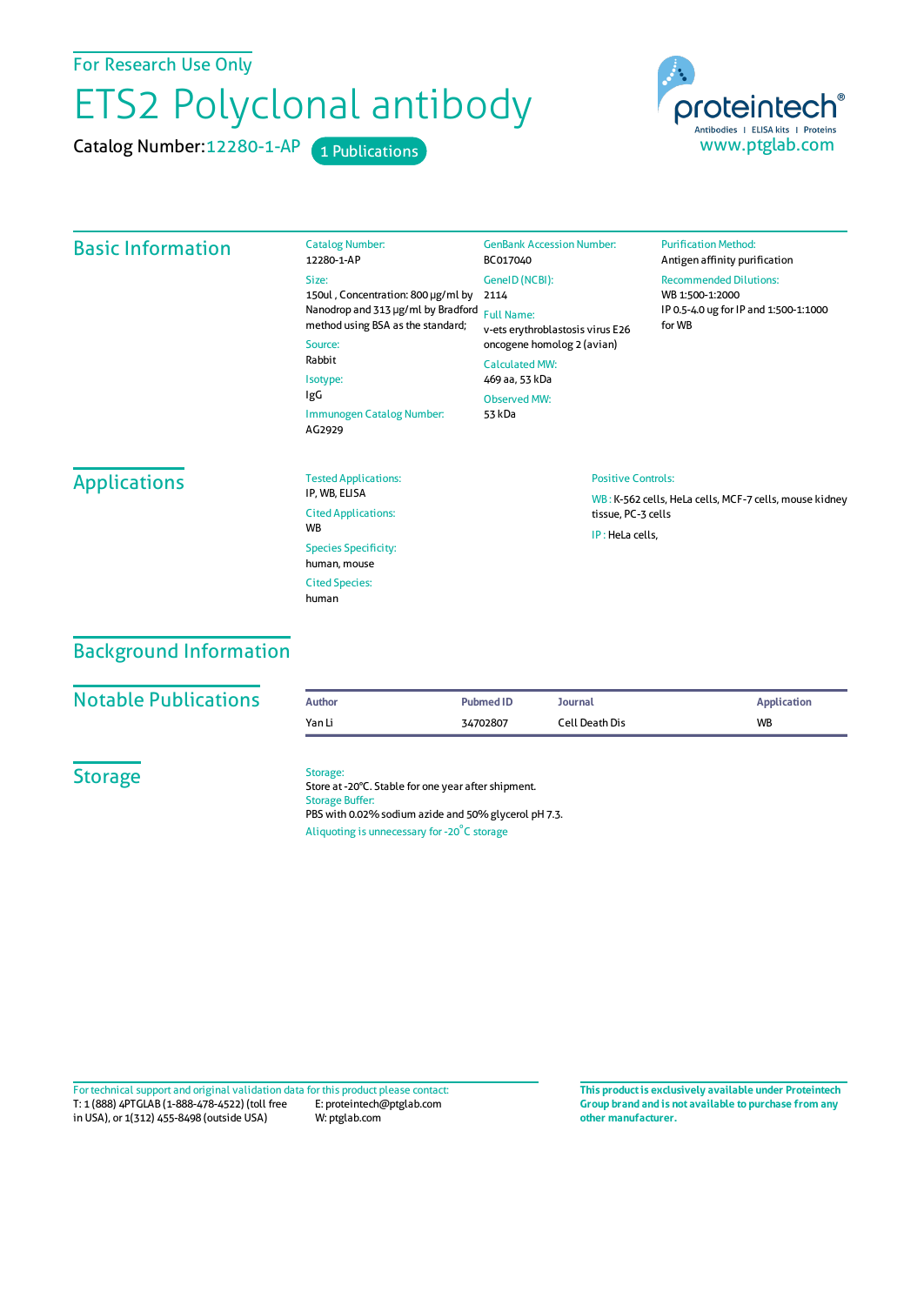For Research Use Only

# ETS2 Polyclonal antibody

Catalog Number: 12280-1-AP    1 Publications

proteintech® Antibodies | ELISA kits | Proteins
www.ptglab.com

## Basic Information

**Catalog Number:**
12280-1-AP

**Size:**
150ul , Concentration: 800 μg/ml by Nanodrop and 313 μg/ml by Bradford method using BSA as the standard;

**Source:**
Rabbit

**Isotype:**
IgG

**Immunogen Catalog Number:**
AG2929

**GenBank Accession Number:**
BC017040

**GeneID (NCBI):**
2114

**Full Name:**
v-ets erythroblastosis virus E26 oncogene homolog 2 (avian)

**Calculated MW:**
469 aa, 53 kDa

**Observed MW:**
53 kDa

**Purification Method:**
Antigen affinity purification

**Recommended Dilutions:**
WB 1:500-1:2000
IP 0.5-4.0 ug for IP and 1:500-1:1000 for WB

## Applications

**Tested Applications:**
IP, WB, ELISA

**Cited Applications:**
WB

**Species Specificity:**
human, mouse

**Cited Species:**
human

**Positive Controls:**

WB : K-562 cells, HeLa cells, MCF-7 cells, mouse kidney tissue, PC-3 cells

IP : HeLa cells,

## Background Information

## Notable Publications

| Author | Pubmed ID | Journal | Application |
|---|---|---|---|
| Yan Li | 34702807 | Cell Death Dis | WB |

## Storage

**Storage:**
Store at -20°C. Stable for one year after shipment.

**Storage Buffer:**
PBS with 0.02% sodium azide and 50% glycerol pH 7.3.

Aliquoting is unnecessary for -20°C storage

For technical support and original validation data for this product please contact:
T: 1 (888) 4PTGLAB (1-888-478-4522) (toll free in USA), or 1(312) 455-8498 (outside USA)
E: proteintech@ptglab.com
W: ptglab.com

**This product is exclusively available under Proteintech Group brand and is not available to purchase from any other manufacturer.**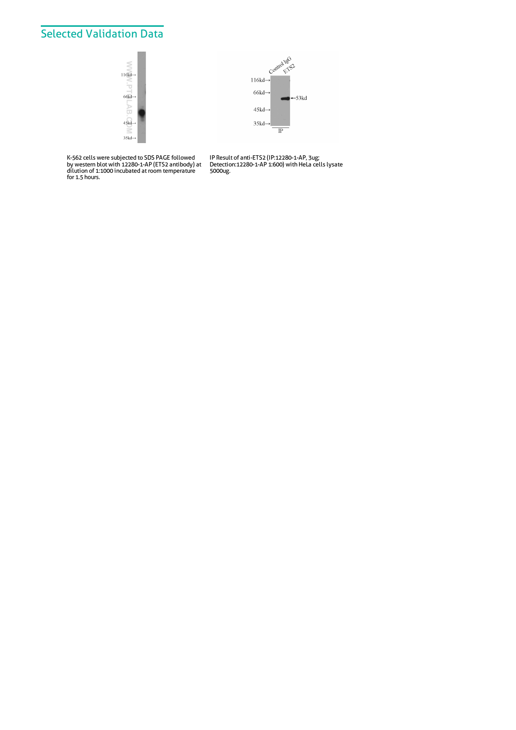## Selected Validation Data

WWW.PTGLAB.COM

116kd→

66kd→

45kd→

35kd→

K-562 cells were subjected to SDS PAGE followed by western blot with 12280-1-AP (ETS2 antibody) at dilution of 1:1000 incubated at room temperature for 1.5 hours.

Control IgG

ETS2

116kd→

66kd→

←53kd

45kd→

35kd→

IP

IP Result of anti-ETS2 (IP:12280-1-AP, 3ug; Detection:12280-1-AP 1:600) with HeLa cells lysate 5000ug.